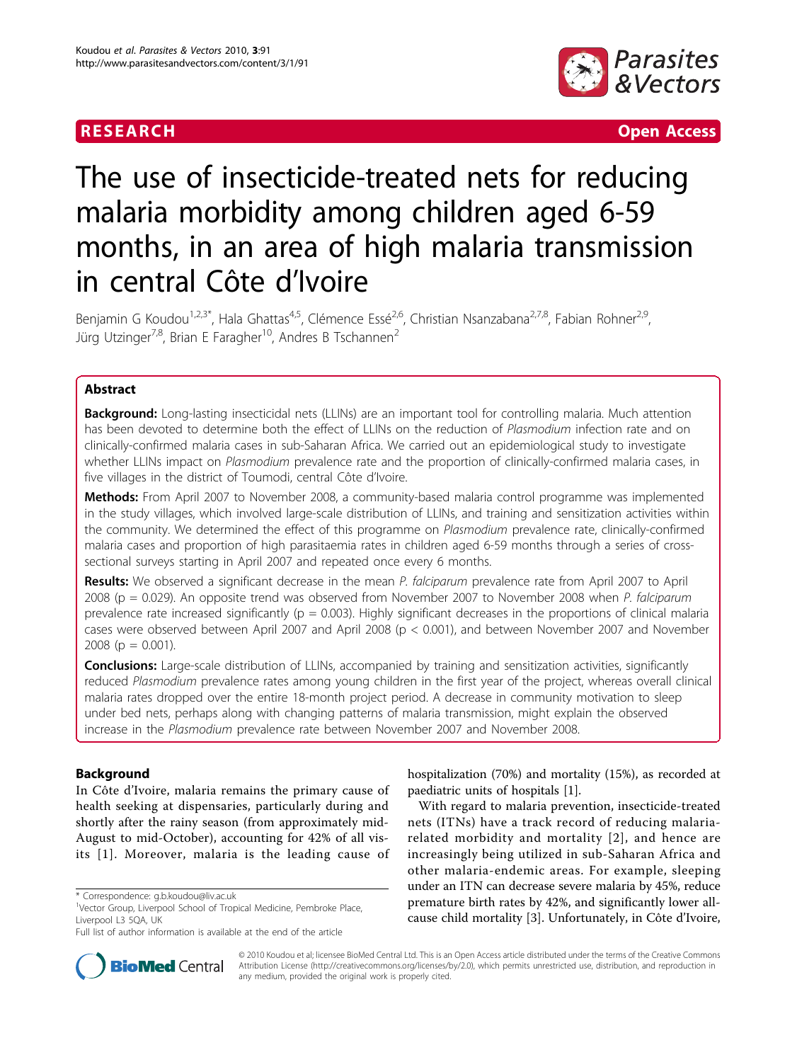RESEARCH Open Access

# The use of insecticide-treated nets for reducing malaria morbidity among children aged 6-59 months, in an area of high malaria transmission in central Côte d'Ivoire

Benjamin G Koudou[1,2,3*], Hala Ghattas[4,5], Clémence Essé[2,6], Christian Nsanzabana[2,7,8], Fabian Rohner[2,9], Jürg Utzinger[7,8], Brian E Faragher[10], Andres B Tschannen[2]

## Abstract

**Background:** Long-lasting insecticidal nets (LLINs) are an important tool for controlling malaria. Much attention has been devoted to determine both the effect of LLINs on the reduction of *Plasmodium* infection rate and on clinically-confirmed malaria cases in sub-Saharan Africa. We carried out an epidemiological study to investigate whether LLINs impact on *Plasmodium* prevalence rate and the proportion of clinically-confirmed malaria cases, in five villages in the district of Toumodi, central Côte d'Ivoire.

**Methods:** From April 2007 to November 2008, a community-based malaria control programme was implemented in the study villages, which involved large-scale distribution of LLINs, and training and sensitization activities within the community. We determined the effect of this programme on *Plasmodium* prevalence rate, clinically-confirmed malaria cases and proportion of high parasitaemia rates in children aged 6-59 months through a series of cross-sectional surveys starting in April 2007 and repeated once every 6 months.

**Results:** We observed a significant decrease in the mean *P. falciparum* prevalence rate from April 2007 to April 2008 ($p = 0.029$). An opposite trend was observed from November 2007 to November 2008 when *P. falciparum* prevalence rate increased significantly ($p = 0.003$). Highly significant decreases in the proportions of clinical malaria cases were observed between April 2007 and April 2008 ($p < 0.001$), and between November 2007 and November 2008 ($p = 0.001$).

**Conclusions:** Large-scale distribution of LLINs, accompanied by training and sensitization activities, significantly reduced *Plasmodium* prevalence rates among young children in the first year of the project, whereas overall clinical malaria rates dropped over the entire 18-month project period. A decrease in community motivation to sleep under bed nets, perhaps along with changing patterns of malaria transmission, might explain the observed increase in the *Plasmodium* prevalence rate between November 2007 and November 2008.

## Background

In Côte d'Ivoire, malaria remains the primary cause of health seeking at dispensaries, particularly during and shortly after the rainy season (from approximately mid-August to mid-October), accounting for 42% of all visits [1]. Moreover, malaria is the leading cause of hospitalization (70%) and mortality (15%), as recorded at paediatric units of hospitals [1].

With regard to malaria prevention, insecticide-treated nets (ITNs) have a track record of reducing malaria-related morbidity and mortality [2], and hence are increasingly being utilized in sub-Saharan Africa and other malaria-endemic areas. For example, sleeping under an ITN can decrease severe malaria by 45%, reduce premature birth rates by 42%, and significantly lower all-cause child mortality [3]. Unfortunately, in Côte d'Ivoire,

* Correspondence: g.b.koudou@liv.ac.uk

[1]Vector Group, Liverpool School of Tropical Medicine, Pembroke Place, Liverpool L3 5QA, UK

Full list of author information is available at the end of the article

© 2010 Koudou et al; licensee BioMed Central Ltd. This is an Open Access article distributed under the terms of the Creative Commons Attribution License (http://creativecommons.org/licenses/by/2.0), which permits unrestricted use, distribution, and reproduction in any medium, provided the original work is properly cited.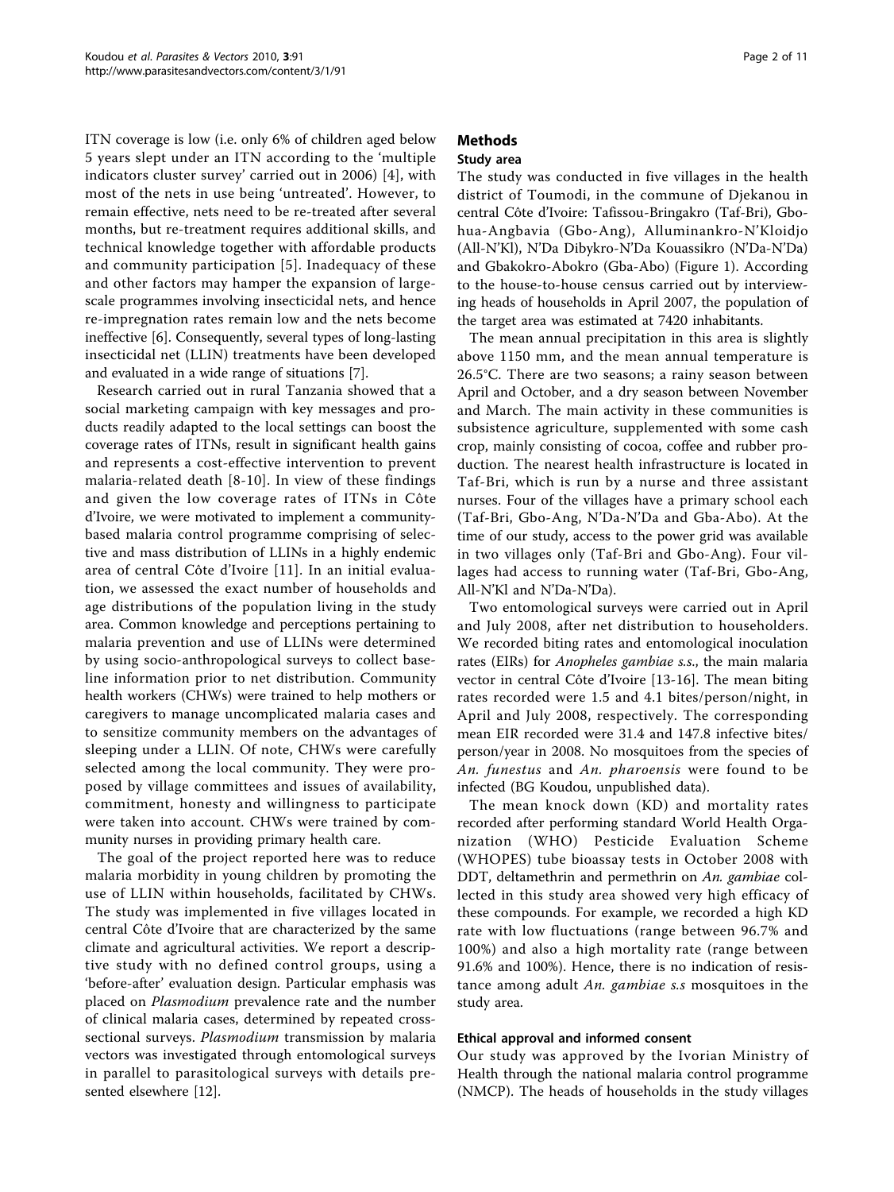ITN coverage is low (i.e. only 6% of children aged below 5 years slept under an ITN according to the 'multiple indicators cluster survey' carried out in 2006) [4], with most of the nets in use being 'untreated'. However, to remain effective, nets need to be re-treated after several months, but re-treatment requires additional skills, and technical knowledge together with affordable products and community participation [5]. Inadequacy of these and other factors may hamper the expansion of large-scale programmes involving insecticidal nets, and hence re-impregnation rates remain low and the nets become ineffective [6]. Consequently, several types of long-lasting insecticidal net (LLIN) treatments have been developed and evaluated in a wide range of situations [7].

Research carried out in rural Tanzania showed that a social marketing campaign with key messages and products readily adapted to the local settings can boost the coverage rates of ITNs, result in significant health gains and represents a cost-effective intervention to prevent malaria-related death [8-10]. In view of these findings and given the low coverage rates of ITNs in Côte d'Ivoire, we were motivated to implement a community-based malaria control programme comprising of selective and mass distribution of LLINs in a highly endemic area of central Côte d'Ivoire [11]. In an initial evaluation, we assessed the exact number of households and age distributions of the population living in the study area. Common knowledge and perceptions pertaining to malaria prevention and use of LLINs were determined by using socio-anthropological surveys to collect baseline information prior to net distribution. Community health workers (CHWs) were trained to help mothers or caregivers to manage uncomplicated malaria cases and to sensitize community members on the advantages of sleeping under a LLIN. Of note, CHWs were carefully selected among the local community. They were proposed by village committees and issues of availability, commitment, honesty and willingness to participate were taken into account. CHWs were trained by community nurses in providing primary health care.

The goal of the project reported here was to reduce malaria morbidity in young children by promoting the use of LLIN within households, facilitated by CHWs. The study was implemented in five villages located in central Côte d'Ivoire that are characterized by the same climate and agricultural activities. We report a descriptive study with no defined control groups, using a 'before-after' evaluation design. Particular emphasis was placed on *Plasmodium* prevalence rate and the number of clinical malaria cases, determined by repeated cross-sectional surveys. *Plasmodium* transmission by malaria vectors was investigated through entomological surveys in parallel to parasitological surveys with details presented elsewhere [12].

## Methods

### Study area

The study was conducted in five villages in the health district of Toumodi, in the commune of Djekanou in central Côte d'Ivoire: Tafissou-Bringakro (Taf-Bri), Gbohua-Angbavia (Gbo-Ang), Alluminankro-N'Kloidjo (All-N'Kl), N'Da Dibykro-N'Da Kouassikro (N'Da-N'Da) and Gbakokro-Abokro (Gba-Abo) (Figure 1). According to the house-to-house census carried out by interviewing heads of households in April 2007, the population of the target area was estimated at 7420 inhabitants.

The mean annual precipitation in this area is slightly above 1150 mm, and the mean annual temperature is 26.5°C. There are two seasons; a rainy season between April and October, and a dry season between November and March. The main activity in these communities is subsistence agriculture, supplemented with some cash crop, mainly consisting of cocoa, coffee and rubber production. The nearest health infrastructure is located in Taf-Bri, which is run by a nurse and three assistant nurses. Four of the villages have a primary school each (Taf-Bri, Gbo-Ang, N'Da-N'Da and Gba-Abo). At the time of our study, access to the power grid was available in two villages only (Taf-Bri and Gbo-Ang). Four villages had access to running water (Taf-Bri, Gbo-Ang, All-N'Kl and N'Da-N'Da).

Two entomological surveys were carried out in April and July 2008, after net distribution to householders. We recorded biting rates and entomological inoculation rates (EIRs) for *Anopheles gambiae s.s.*, the main malaria vector in central Côte d'Ivoire [13-16]. The mean biting rates recorded were 1.5 and 4.1 bites/person/night, in April and July 2008, respectively. The corresponding mean EIR recorded were 31.4 and 147.8 infective bites/person/year in 2008. No mosquitoes from the species of *An. funestus* and *An. pharoensis* were found to be infected (BG Koudou, unpublished data).

The mean knock down (KD) and mortality rates recorded after performing standard World Health Organization (WHO) Pesticide Evaluation Scheme (WHOPES) tube bioassay tests in October 2008 with DDT, deltamethrin and permethrin on *An. gambiae* collected in this study area showed very high efficacy of these compounds. For example, we recorded a high KD rate with low fluctuations (range between 96.7% and 100%) and also a high mortality rate (range between 91.6% and 100%). Hence, there is no indication of resistance among adult *An. gambiae s.s* mosquitoes in the study area.

### Ethical approval and informed consent

Our study was approved by the Ivorian Ministry of Health through the national malaria control programme (NMCP). The heads of households in the study villages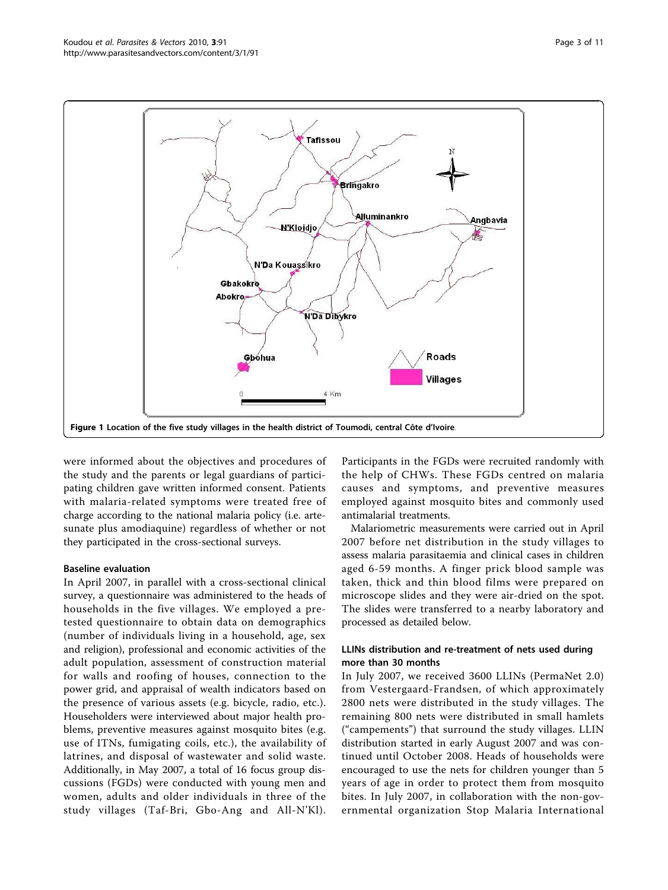Figure 1 Location of the five study villages in the health district of Toumodi, central Côte d'Ivoire.

were informed about the objectives and procedures of the study and the parents or legal guardians of participating children gave written informed consent. Patients with malaria-related symptoms were treated free of charge according to the national malaria policy (i.e. artesunate plus amodiaquine) regardless of whether or not they participated in the cross-sectional surveys.

### Baseline evaluation

In April 2007, in parallel with a cross-sectional clinical survey, a questionnaire was administered to the heads of households in the five villages. We employed a pretested questionnaire to obtain data on demographics (number of individuals living in a household, age, sex and religion), professional and economic activities of the adult population, assessment of construction material for walls and roofing of houses, connection to the power grid, and appraisal of wealth indicators based on the presence of various assets (e.g. bicycle, radio, etc.). Householders were interviewed about major health problems, preventive measures against mosquito bites (e.g. use of ITNs, fumigating coils, etc.), the availability of latrines, and disposal of wastewater and solid waste. Additionally, in May 2007, a total of 16 focus group discussions (FGDs) were conducted with young men and women, adults and older individuals in three of the study villages (Taf-Bri, Gbo-Ang and All-N'Kl). Participants in the FGDs were recruited randomly with the help of CHWs. These FGDs centred on malaria causes and symptoms, and preventive measures employed against mosquito bites and commonly used antimalarial treatments.

Malariometric measurements were carried out in April 2007 before net distribution in the study villages to assess malaria parasitaemia and clinical cases in children aged 6-59 months. A finger prick blood sample was taken, thick and thin blood films were prepared on microscope slides and they were air-dried on the spot. The slides were transferred to a nearby laboratory and processed as detailed below.

### LLINs distribution and re-treatment of nets used during more than 30 months

In July 2007, we received 3600 LLINs (PermaNet 2.0) from Vestergaard-Frandsen, of which approximately 2800 nets were distributed in the study villages. The remaining 800 nets were distributed in small hamlets ("campements") that surround the study villages. LLIN distribution started in early August 2007 and was continued until October 2008. Heads of households were encouraged to use the nets for children younger than 5 years of age in order to protect them from mosquito bites. In July 2007, in collaboration with the non-governmental organization Stop Malaria International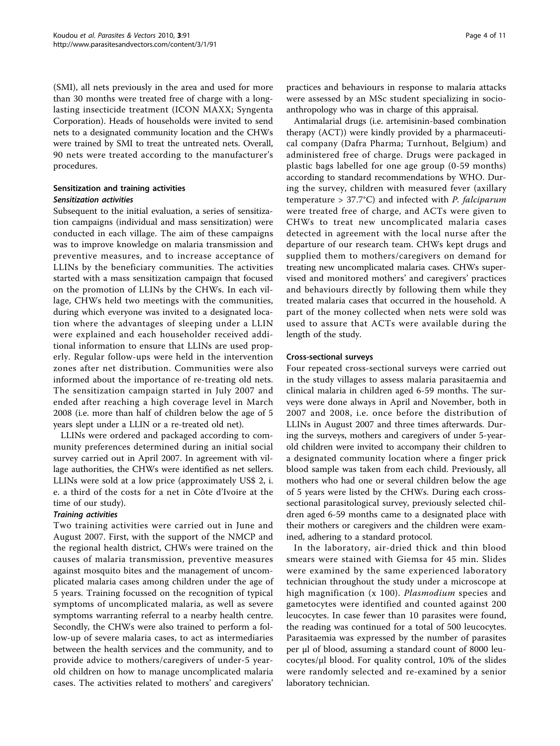(SMI), all nets previously in the area and used for more than 30 months were treated free of charge with a long-lasting insecticide treatment (ICON MAXX; Syngenta Corporation). Heads of households were invited to send nets to a designated community location and the CHWs were trained by SMI to treat the untreated nets. Overall, 90 nets were treated according to the manufacturer's procedures.

## Sensitization and training activities

### *Sensitization activities*

Subsequent to the initial evaluation, a series of sensitization campaigns (individual and mass sensitization) were conducted in each village. The aim of these campaigns was to improve knowledge on malaria transmission and preventive measures, and to increase acceptance of LLINs by the beneficiary communities. The activities started with a mass sensitization campaign that focused on the promotion of LLINs by the CHWs. In each village, CHWs held two meetings with the communities, during which everyone was invited to a designated location where the advantages of sleeping under a LLIN were explained and each householder received additional information to ensure that LLINs are used properly. Regular follow-ups were held in the intervention zones after net distribution. Communities were also informed about the importance of re-treating old nets. The sensitization campaign started in July 2007 and ended after reaching a high coverage level in March 2008 (i.e. more than half of children below the age of 5 years slept under a LLIN or a re-treated old net).

LLINs were ordered and packaged according to community preferences determined during an initial social survey carried out in April 2007. In agreement with village authorities, the CHWs were identified as net sellers. LLINs were sold at a low price (approximately US$ 2, i.e. a third of the costs for a net in Côte d'Ivoire at the time of our study).

### *Training activities*

Two training activities were carried out in June and August 2007. First, with the support of the NMCP and the regional health district, CHWs were trained on the causes of malaria transmission, preventive measures against mosquito bites and the management of uncomplicated malaria cases among children under the age of 5 years. Training focussed on the recognition of typical symptoms of uncomplicated malaria, as well as severe symptoms warranting referral to a nearby health centre. Secondly, the CHWs were also trained to perform a follow-up of severe malaria cases, to act as intermediaries between the health services and the community, and to provide advice to mothers/caregivers of under-5 year-old children on how to manage uncomplicated malaria cases. The activities related to mothers' and caregivers' practices and behaviours in response to malaria attacks were assessed by an MSc student specializing in socio-anthropology who was in charge of this appraisal.

Antimalarial drugs (i.e. artemisinin-based combination therapy (ACT)) were kindly provided by a pharmaceutical company (Dafra Pharma; Turnhout, Belgium) and administered free of charge. Drugs were packaged in plastic bags labelled for one age group (0-59 months) according to standard recommendations by WHO. During the survey, children with measured fever (axillary temperature > 37.7°C) and infected with *P. falciparum* were treated free of charge, and ACTs were given to CHWs to treat new uncomplicated malaria cases detected in agreement with the local nurse after the departure of our research team. CHWs kept drugs and supplied them to mothers/caregivers on demand for treating new uncomplicated malaria cases. CHWs supervised and monitored mothers' and caregivers' practices and behaviours directly by following them while they treated malaria cases that occurred in the household. A part of the money collected when nets were sold was used to assure that ACTs were available during the length of the study.

## Cross-sectional surveys

Four repeated cross-sectional surveys were carried out in the study villages to assess malaria parasitaemia and clinical malaria in children aged 6-59 months. The surveys were done always in April and November, both in 2007 and 2008, i.e. once before the distribution of LLINs in August 2007 and three times afterwards. During the surveys, mothers and caregivers of under 5-year-old children were invited to accompany their children to a designated community location where a finger prick blood sample was taken from each child. Previously, all mothers who had one or several children below the age of 5 years were listed by the CHWs. During each cross-sectional parasitological survey, previously selected children aged 6-59 months came to a designated place with their mothers or caregivers and the children were examined, adhering to a standard protocol.

In the laboratory, air-dried thick and thin blood smears were stained with Giemsa for 45 min. Slides were examined by the same experienced laboratory technician throughout the study under a microscope at high magnification (x 100). *Plasmodium* species and gametocytes were identified and counted against 200 leucocytes. In case fewer than 10 parasites were found, the reading was continued for a total of 500 leucocytes. Parasitaemia was expressed by the number of parasites per μl of blood, assuming a standard count of 8000 leucocytes/μl blood. For quality control, 10% of the slides were randomly selected and re-examined by a senior laboratory technician.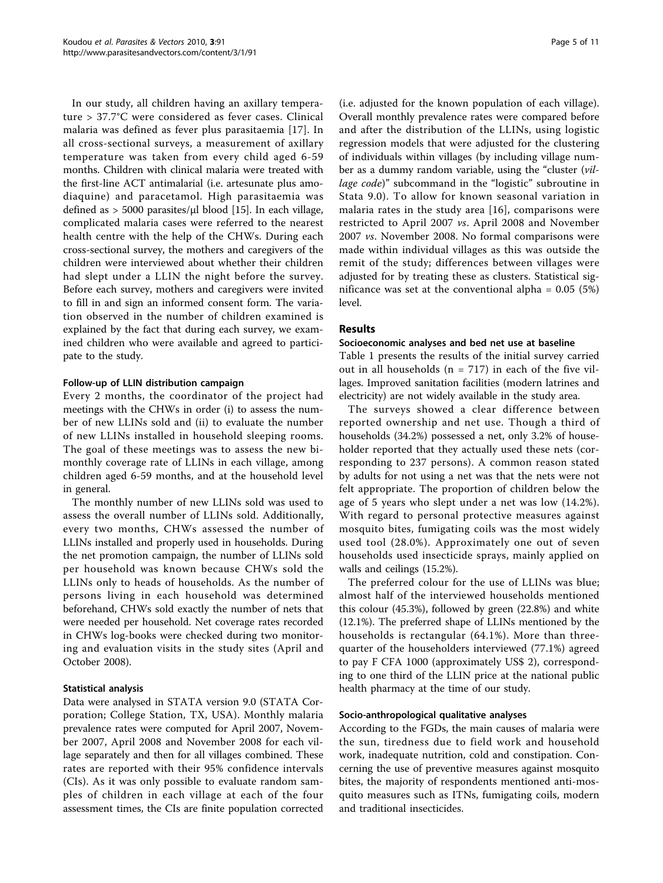In our study, all children having an axillary temperature > 37.7°C were considered as fever cases. Clinical malaria was defined as fever plus parasitaemia [17]. In all cross-sectional surveys, a measurement of axillary temperature was taken from every child aged 6-59 months. Children with clinical malaria were treated with the first-line ACT antimalarial (i.e. artesunate plus amodiaquine) and paracetamol. High parasitaemia was defined as > 5000 parasites/μl blood [15]. In each village, complicated malaria cases were referred to the nearest health centre with the help of the CHWs. During each cross-sectional survey, the mothers and caregivers of the children were interviewed about whether their children had slept under a LLIN the night before the survey. Before each survey, mothers and caregivers were invited to fill in and sign an informed consent form. The variation observed in the number of children examined is explained by the fact that during each survey, we examined children who were available and agreed to participate to the study.

#### Follow-up of LLIN distribution campaign

Every 2 months, the coordinator of the project had meetings with the CHWs in order (i) to assess the number of new LLINs sold and (ii) to evaluate the number of new LLINs installed in household sleeping rooms. The goal of these meetings was to assess the new bimonthly coverage rate of LLINs in each village, among children aged 6-59 months, and at the household level in general.

The monthly number of new LLINs sold was used to assess the overall number of LLINs sold. Additionally, every two months, CHWs assessed the number of LLINs installed and properly used in households. During the net promotion campaign, the number of LLINs sold per household was known because CHWs sold the LLINs only to heads of households. As the number of persons living in each household was determined beforehand, CHWs sold exactly the number of nets that were needed per household. Net coverage rates recorded in CHWs log-books were checked during two monitoring and evaluation visits in the study sites (April and October 2008).

#### Statistical analysis

Data were analysed in STATA version 9.0 (STATA Corporation; College Station, TX, USA). Monthly malaria prevalence rates were computed for April 2007, November 2007, April 2008 and November 2008 for each village separately and then for all villages combined. These rates are reported with their 95% confidence intervals (CIs). As it was only possible to evaluate random samples of children in each village at each of the four assessment times, the CIs are finite population corrected (i.e. adjusted for the known population of each village). Overall monthly prevalence rates were compared before and after the distribution of the LLINs, using logistic regression models that were adjusted for the clustering of individuals within villages (by including village number as a dummy random variable, using the "cluster (*village code*)" subcommand in the "logistic" subroutine in Stata 9.0). To allow for known seasonal variation in malaria rates in the study area [16], comparisons were restricted to April 2007 *vs*. April 2008 and November 2007 *vs*. November 2008. No formal comparisons were made within individual villages as this was outside the remit of the study; differences between villages were adjusted for by treating these as clusters. Statistical significance was set at the conventional alpha = 0.05 (5%) level.

## Results

#### Socioeconomic analyses and bed net use at baseline

Table 1 presents the results of the initial survey carried out in all households (n = 717) in each of the five villages. Improved sanitation facilities (modern latrines and electricity) are not widely available in the study area.

The surveys showed a clear difference between reported ownership and net use. Though a third of households (34.2%) possessed a net, only 3.2% of householder reported that they actually used these nets (corresponding to 237 persons). A common reason stated by adults for not using a net was that the nets were not felt appropriate. The proportion of children below the age of 5 years who slept under a net was low (14.2%). With regard to personal protective measures against mosquito bites, fumigating coils was the most widely used tool (28.0%). Approximately one out of seven households used insecticide sprays, mainly applied on walls and ceilings (15.2%).

The preferred colour for the use of LLINs was blue; almost half of the interviewed households mentioned this colour (45.3%), followed by green (22.8%) and white (12.1%). The preferred shape of LLINs mentioned by the households is rectangular (64.1%). More than three-quarter of the householders interviewed (77.1%) agreed to pay F CFA 1000 (approximately US$ 2), corresponding to one third of the LLIN price at the national public health pharmacy at the time of our study.

#### Socio-anthropological qualitative analyses

According to the FGDs, the main causes of malaria were the sun, tiredness due to field work and household work, inadequate nutrition, cold and constipation. Concerning the use of preventive measures against mosquito bites, the majority of respondents mentioned anti-mosquito measures such as ITNs, fumigating coils, modern and traditional insecticides.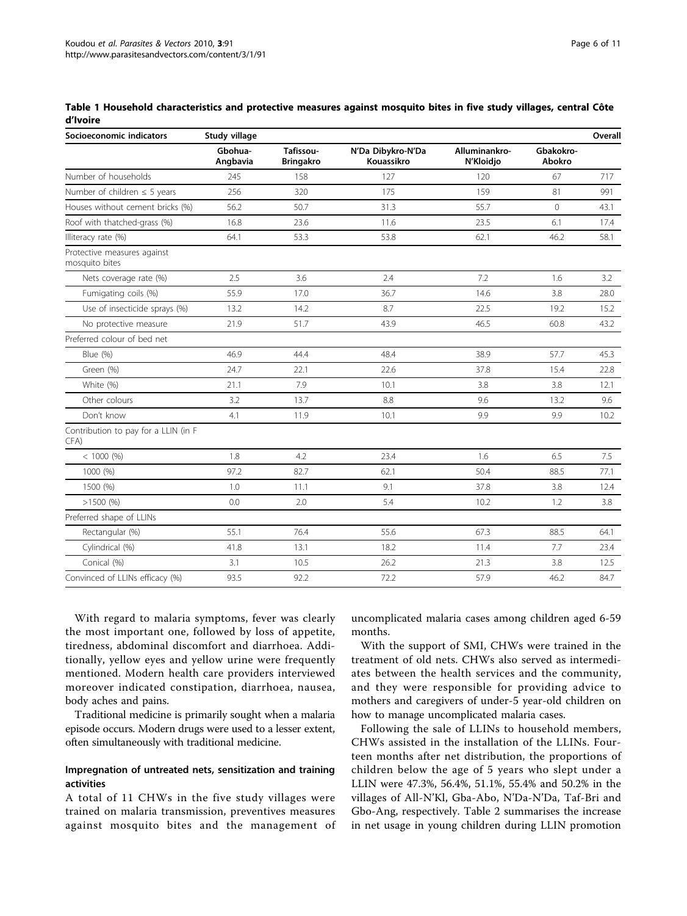**Table 1 Household characteristics and protective measures against mosquito bites in five study villages, central Côte d'Ivoire**

| Socioeconomic indicators | Study village | | | | | Overall |
|---|---|---|---|---|---|---|
| | Gbohua-Angbavia | Tafissou-Bringakro | N'Da Dibykro-N'Da Kouassikro | Alluminankro-N'Kloidjo | Gbakokro-Abokro | |
| Number of households | 245 | 158 | 127 | 120 | 67 | 717 |
| Number of children ≤ 5 years | 256 | 320 | 175 | 159 | 81 | 991 |
| Houses without cement bricks (%) | 56.2 | 50.7 | 31.3 | 55.7 | 0 | 43.1 |
| Roof with thatched-grass (%) | 16.8 | 23.6 | 11.6 | 23.5 | 6.1 | 17.4 |
| Illiteracy rate (%) | 64.1 | 53.3 | 53.8 | 62.1 | 46.2 | 58.1 |
| Protective measures against mosquito bites | | | | | | |
| Nets coverage rate (%) | 2.5 | 3.6 | 2.4 | 7.2 | 1.6 | 3.2 |
| Fumigating coils (%) | 55.9 | 17.0 | 36.7 | 14.6 | 3.8 | 28.0 |
| Use of insecticide sprays (%) | 13.2 | 14.2 | 8.7 | 22.5 | 19.2 | 15.2 |
| No protective measure | 21.9 | 51.7 | 43.9 | 46.5 | 60.8 | 43.2 |
| Preferred colour of bed net | | | | | | |
| Blue (%) | 46.9 | 44.4 | 48.4 | 38.9 | 57.7 | 45.3 |
| Green (%) | 24.7 | 22.1 | 22.6 | 37.8 | 15.4 | 22.8 |
| White (%) | 21.1 | 7.9 | 10.1 | 3.8 | 3.8 | 12.1 |
| Other colours | 3.2 | 13.7 | 8.8 | 9.6 | 13.2 | 9.6 |
| Don't know | 4.1 | 11.9 | 10.1 | 9.9 | 9.9 | 10.2 |
| Contribution to pay for a LLIN (in F CFA) | | | | | | |
| < 1000 (%) | 1.8 | 4.2 | 23.4 | 1.6 | 6.5 | 7.5 |
| 1000 (%) | 97.2 | 82.7 | 62.1 | 50.4 | 88.5 | 77.1 |
| 1500 (%) | 1.0 | 11.1 | 9.1 | 37.8 | 3.8 | 12.4 |
| >1500 (%) | 0.0 | 2.0 | 5.4 | 10.2 | 1.2 | 3.8 |
| Preferred shape of LLINs | | | | | | |
| Rectangular (%) | 55.1 | 76.4 | 55.6 | 67.3 | 88.5 | 64.1 |
| Cylindrical (%) | 41.8 | 13.1 | 18.2 | 11.4 | 7.7 | 23.4 |
| Conical (%) | 3.1 | 10.5 | 26.2 | 21.3 | 3.8 | 12.5 |
| Convinced of LLINs efficacy (%) | 93.5 | 92.2 | 72.2 | 57.9 | 46.2 | 84.7 |

With regard to malaria symptoms, fever was clearly the most important one, followed by loss of appetite, tiredness, abdominal discomfort and diarrhoea. Additionally, yellow eyes and yellow urine were frequently mentioned. Modern health care providers interviewed moreover indicated constipation, diarrhoea, nausea, body aches and pains.

Traditional medicine is primarily sought when a malaria episode occurs. Modern drugs were used to a lesser extent, often simultaneously with traditional medicine.

### Impregnation of untreated nets, sensitization and training activities

A total of 11 CHWs in the five study villages were trained on malaria transmission, preventives measures against mosquito bites and the management of uncomplicated malaria cases among children aged 6-59 months.

With the support of SMI, CHWs were trained in the treatment of old nets. CHWs also served as intermediates between the health services and the community, and they were responsible for providing advice to mothers and caregivers of under-5 year-old children on how to manage uncomplicated malaria cases.

Following the sale of LLINs to household members, CHWs assisted in the installation of the LLINs. Fourteen months after net distribution, the proportions of children below the age of 5 years who slept under a LLIN were 47.3%, 56.4%, 51.1%, 55.4% and 50.2% in the villages of All-N'Kl, Gba-Abo, N'Da-N'Da, Taf-Bri and Gbo-Ang, respectively. Table 2 summarises the increase in net usage in young children during LLIN promotion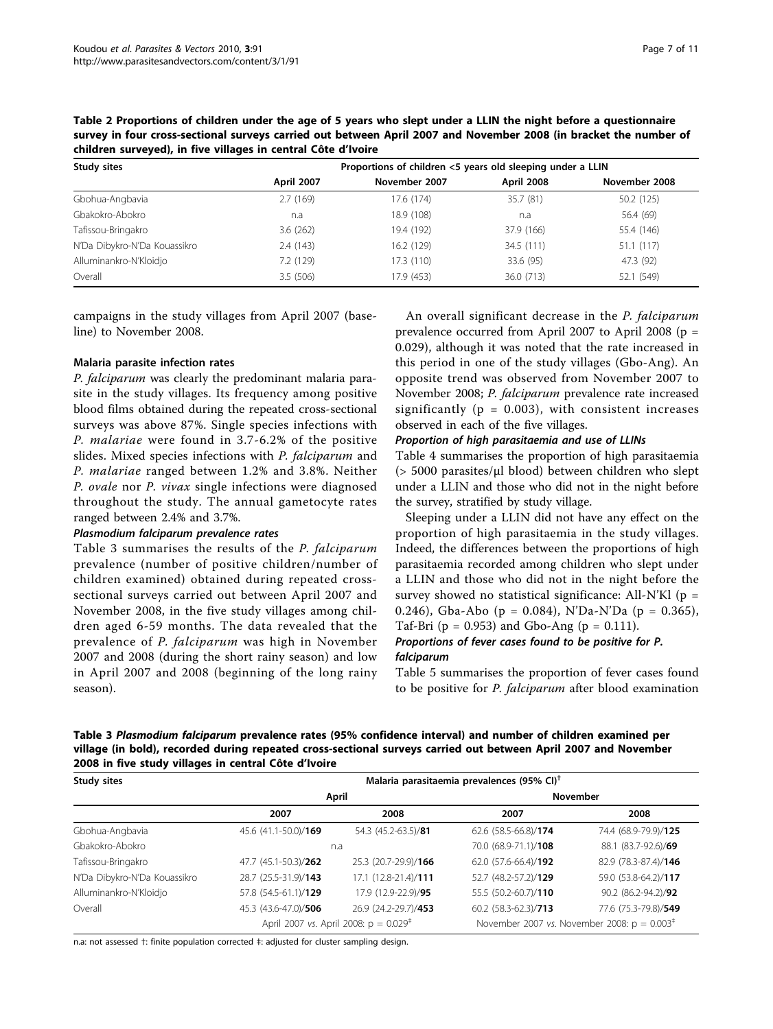**Table 2 Proportions of children under the age of 5 years who slept under a LLIN the night before a questionnaire survey in four cross-sectional surveys carried out between April 2007 and November 2008 (in bracket the number of children surveyed), in five villages in central Côte d'Ivoire**

| Study sites | Proportions of children <5 years old sleeping under a LLIN | | | |
|---|---|---|---|---|
| | April 2007 | November 2007 | April 2008 | November 2008 |
| Gbohua-Angbavia | 2.7 (169) | 17.6 (174) | 35.7 (81) | 50.2 (125) |
| Gbakokro-Abokro | n.a | 18.9 (108) | n.a | 56.4 (69) |
| Tafissou-Bringakro | 3.6 (262) | 19.4 (192) | 37.9 (166) | 55.4 (146) |
| N'Da Dibykro-N'Da Kouassikro | 2.4 (143) | 16.2 (129) | 34.5 (111) | 51.1 (117) |
| Alluminankro-N'Kloidjo | 7.2 (129) | 17.3 (110) | 33.6 (95) | 47.3 (92) |
| Overall | 3.5 (506) | 17.9 (453) | 36.0 (713) | 52.1 (549) |

campaigns in the study villages from April 2007 (baseline) to November 2008.

### Malaria parasite infection rates

*P. falciparum* was clearly the predominant malaria parasite in the study villages. Its frequency among positive blood films obtained during the repeated cross-sectional surveys was above 87%. Single species infections with *P. malariae* were found in 3.7-6.2% of the positive slides. Mixed species infections with *P. falciparum* and *P. malariae* ranged between 1.2% and 3.8%. Neither *P. ovale* nor *P. vivax* single infections were diagnosed throughout the study. The annual gametocyte rates ranged between 2.4% and 3.7%.

#### *Plasmodium falciparum* prevalence rates

Table 3 summarises the results of the *P. falciparum* prevalence (number of positive children/number of children examined) obtained during repeated cross-sectional surveys carried out between April 2007 and November 2008, in the five study villages among children aged 6-59 months. The data revealed that the prevalence of *P. falciparum* was high in November 2007 and 2008 (during the short rainy season) and low in April 2007 and 2008 (beginning of the long rainy season).

An overall significant decrease in the *P. falciparum* prevalence occurred from April 2007 to April 2008 ($p = 0.029$), although it was noted that the rate increased in this period in one of the study villages (Gbo-Ang). An opposite trend was observed from November 2007 to November 2008; *P. falciparum* prevalence rate increased significantly ($p = 0.003$), with consistent increases observed in each of the five villages.

#### Proportion of high parasitaemia and use of LLINs

Table 4 summarises the proportion of high parasitaemia (> 5000 parasites/μl blood) between children who slept under a LLIN and those who did not in the night before the survey, stratified by study village.

Sleeping under a LLIN did not have any effect on the proportion of high parasitaemia in the study villages. Indeed, the differences between the proportions of high parasitaemia recorded among children who slept under a LLIN and those who did not in the night before the survey showed no statistical significance: All-N'Kl ($p = 0.246$), Gba-Abo ($p = 0.084$), N'Da-N'Da ($p = 0.365$), Taf-Bri ($p = 0.953$) and Gbo-Ang ($p = 0.111$).

#### Proportions of fever cases found to be positive for *P. falciparum*

Table 5 summarises the proportion of fever cases found to be positive for *P. falciparum* after blood examination

**Table 3 *Plasmodium falciparum* prevalence rates (95% confidence interval) and number of children examined per village (in bold), recorded during repeated cross-sectional surveys carried out between April 2007 and November 2008 in five study villages in central Côte d'Ivoire**

| Study sites | Malaria parasitaemia prevalences (95% CI)[†] | | | |
|---|---|---|---|---|
| | April | | November | |
| | 2007 | 2008 | 2007 | 2008 |
| Gbohua-Angbavia | 45.6 (41.1-50.0)/**169** | 54.3 (45.2-63.5)/**81** | 62.6 (58.5-66.8)/**174** | 74.4 (68.9-79.9)/**125** |
| Gbakokro-Abokro | n.a | | 70.0 (68.9-71.1)/**108** | 88.1 (83.7-92.6)/**69** |
| Tafissou-Bringakro | 47.7 (45.1-50.3)/**262** | 25.3 (20.7-29.9)/**166** | 62.0 (57.6-66.4)/**192** | 82.9 (78.3-87.4)/**146** |
| N'Da Dibykro-N'Da Kouassikro | 28.7 (25.5-31.9)/**143** | 17.1 (12.8-21.4)/**111** | 52.7 (48.2-57.2)/**129** | 59.0 (53.8-64.2)/**117** |
| Alluminankro-N'Kloidjo | 57.8 (54.5-61.1)/**129** | 17.9 (12.9-22.9)/**95** | 55.5 (50.2-60.7)/**110** | 90.2 (86.2-94.2)/**92** |
| Overall | 45.3 (43.6-47.0)/**506** | 26.9 (24.2-29.7)/**453** | 60.2 (58.3-62.3)/**713** | 77.6 (75.3-79.8)/**549** |
| | April 2007 *vs.* April 2008: $p = 0.029$[‡] | | November 2007 *vs.* November 2008: $p = 0.003$[‡] | |

n.a: not assessed †: finite population corrected ‡: adjusted for cluster sampling design.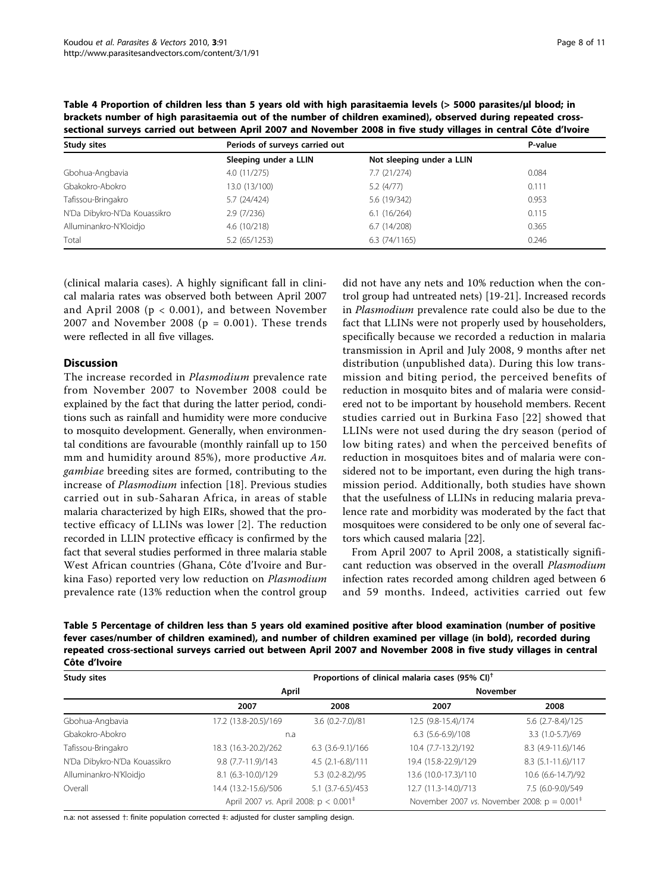**Table 4 Proportion of children less than 5 years old with high parasitaemia levels (> 5000 parasites/µl blood; in brackets number of high parasitaemia out of the number of children examined), observed during repeated cross-sectional surveys carried out between April 2007 and November 2008 in five study villages in central Côte d'Ivoire**

| Study sites | Periods of surveys carried out | | P-value |
|---|---|---|---|
| | Sleeping under a LLIN | Not sleeping under a LLIN | |
| Gbohua-Angbavia | 4.0 (11/275) | 7.7 (21/274) | 0.084 |
| Gbakokro-Abokro | 13.0 (13/100) | 5.2 (4/77) | 0.111 |
| Tafissou-Bringakro | 5.7 (24/424) | 5.6 (19/342) | 0.953 |
| N'Da Dibykro-N'Da Kouassikro | 2.9 (7/236) | 6.1 (16/264) | 0.115 |
| Alluminankro-N'Kloidjo | 4.6 (10/218) | 6.7 (14/208) | 0.365 |
| Total | 5.2 (65/1253) | 6.3 (74/1165) | 0.246 |

(clinical malaria cases). A highly significant fall in clinical malaria rates was observed both between April 2007 and April 2008 ($p < 0.001$), and between November 2007 and November 2008 ($p = 0.001$). These trends were reflected in all five villages.

## Discussion

The increase recorded in *Plasmodium* prevalence rate from November 2007 to November 2008 could be explained by the fact that during the latter period, conditions such as rainfall and humidity were more conducive to mosquito development. Generally, when environmental conditions are favourable (monthly rainfall up to 150 mm and humidity around 85%), more productive *An. gambiae* breeding sites are formed, contributing to the increase of *Plasmodium* infection [18]. Previous studies carried out in sub-Saharan Africa, in areas of stable malaria characterized by high EIRs, showed that the protective efficacy of LLINs was lower [2]. The reduction recorded in LLIN protective efficacy is confirmed by the fact that several studies performed in three malaria stable West African countries (Ghana, Côte d'Ivoire and Burkina Faso) reported very low reduction on *Plasmodium* prevalence rate (13% reduction when the control group did not have any nets and 10% reduction when the control group had untreated nets) [19-21]. Increased records in *Plasmodium* prevalence rate could also be due to the fact that LLINs were not properly used by householders, specifically because we recorded a reduction in malaria transmission in April and July 2008, 9 months after net distribution (unpublished data). During this low transmission and biting period, the perceived benefits of reduction in mosquito bites and of malaria were considered not to be important by household members. Recent studies carried out in Burkina Faso [22] showed that LLINs were not used during the dry season (period of low biting rates) and when the perceived benefits of reduction in mosquitoes bites and of malaria were considered not to be important, even during the high transmission period. Additionally, both studies have shown that the usefulness of LLINs in reducing malaria prevalence rate and morbidity was moderated by the fact that mosquitoes were considered to be only one of several factors which caused malaria [22].

From April 2007 to April 2008, a statistically significant reduction was observed in the overall *Plasmodium* infection rates recorded among children aged between 6 and 59 months. Indeed, activities carried out few

**Table 5 Percentage of children less than 5 years old examined positive after blood examination (number of positive fever cases/number of children examined), and number of children examined per village (in bold), recorded during repeated cross-sectional surveys carried out between April 2007 and November 2008 in five study villages in central Côte d'Ivoire**

| Study sites | Proportions of clinical malaria cases (95% CI)[†] | | | |
|---|---|---|---|---|
| | April | | November | |
| | 2007 | 2008 | 2007 | 2008 |
| Gbohua-Angbavia | 17.2 (13.8-20.5)/169 | 3.6 (0.2-7.0)/81 | 12.5 (9.8-15.4)/174 | 5.6 (2.7-8.4)/125 |
| Gbakokro-Abokro | n.a | | 6.3 (5.6-6.9)/108 | 3.3 (1.0-5.7)/69 |
| Tafissou-Bringakro | 18.3 (16.3-20.2)/262 | 6.3 (3.6-9.1)/166 | 10.4 (7.7-13.2)/192 | 8.3 (4.9-11.6)/146 |
| N'Da Dibykro-N'Da Kouassikro | 9.8 (7.7-11.9)/143 | 4.5 (2.1-6.8)/111 | 19.4 (15.8-22.9)/129 | 8.3 (5.1-11.6)/117 |
| Alluminankro-N'Kloidjo | 8.1 (6.3-10.0)/129 | 5.3 (0.2-8.2)/95 | 13.6 (10.0-17.3)/110 | 10.6 (6.6-14.7)/92 |
| Overall | 14.4 (13.2-15.6)/506 | 5.1 (3.7-6.5)/453 | 12.7 (11.3-14.0)/713 | 7.5 (6.0-9.0)/549 |
| | April 2007 *vs.* April 2008: $p < 0.001$[‡] | | November 2007 *vs.* November 2008: $p = 0.001$[‡] | |

n.a: not assessed †: finite population corrected ‡: adjusted for cluster sampling design.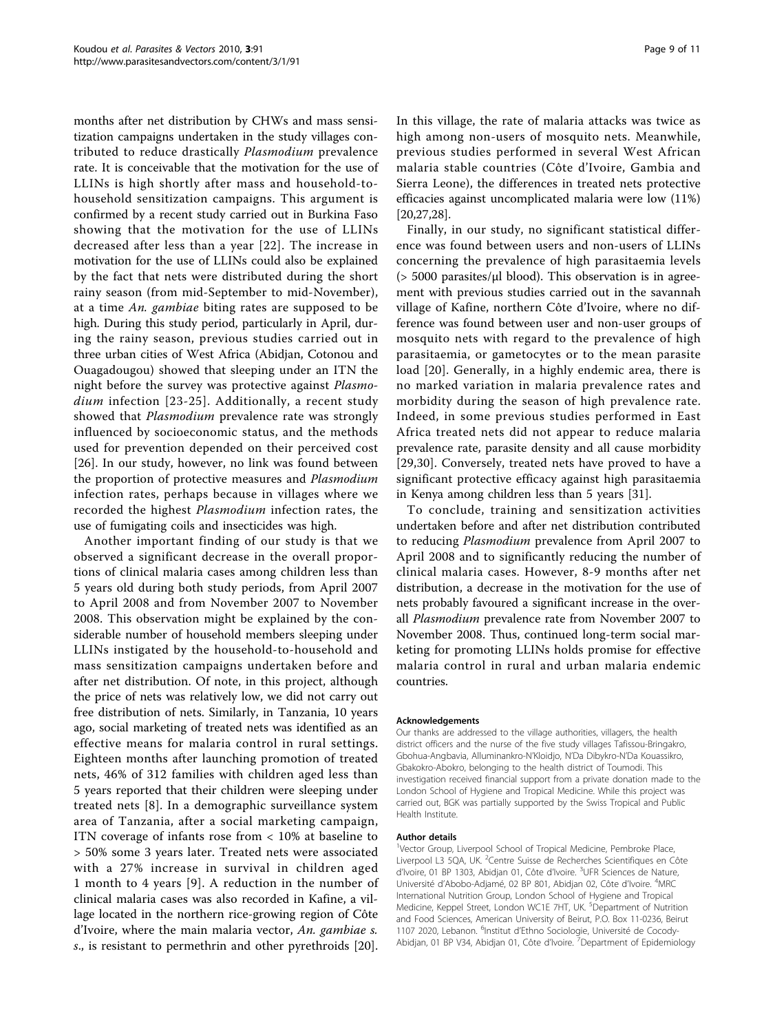months after net distribution by CHWs and mass sensitization campaigns undertaken in the study villages contributed to reduce drastically *Plasmodium* prevalence rate. It is conceivable that the motivation for the use of LLINs is high shortly after mass and household-to-household sensitization campaigns. This argument is confirmed by a recent study carried out in Burkina Faso showing that the motivation for the use of LLINs decreased after less than a year [22]. The increase in motivation for the use of LLINs could also be explained by the fact that nets were distributed during the short rainy season (from mid-September to mid-November), at a time *An. gambiae* biting rates are supposed to be high. During this study period, particularly in April, during the rainy season, previous studies carried out in three urban cities of West Africa (Abidjan, Cotonou and Ouagadougou) showed that sleeping under an ITN the night before the survey was protective against *Plasmodium* infection [23-25]. Additionally, a recent study showed that *Plasmodium* prevalence rate was strongly influenced by socioeconomic status, and the methods used for prevention depended on their perceived cost [26]. In our study, however, no link was found between the proportion of protective measures and *Plasmodium* infection rates, perhaps because in villages where we recorded the highest *Plasmodium* infection rates, the use of fumigating coils and insecticides was high.

Another important finding of our study is that we observed a significant decrease in the overall proportions of clinical malaria cases among children less than 5 years old during both study periods, from April 2007 to April 2008 and from November 2007 to November 2008. This observation might be explained by the considerable number of household members sleeping under LLINs instigated by the household-to-household and mass sensitization campaigns undertaken before and after net distribution. Of note, in this project, although the price of nets was relatively low, we did not carry out free distribution of nets. Similarly, in Tanzania, 10 years ago, social marketing of treated nets was identified as an effective means for malaria control in rural settings. Eighteen months after launching promotion of treated nets, 46% of 312 families with children aged less than 5 years reported that their children were sleeping under treated nets [8]. In a demographic surveillance system area of Tanzania, after a social marketing campaign, ITN coverage of infants rose from < 10% at baseline to > 50% some 3 years later. Treated nets were associated with a 27% increase in survival in children aged 1 month to 4 years [9]. A reduction in the number of clinical malaria cases was also recorded in Kafine, a village located in the northern rice-growing region of Côte d'Ivoire, where the main malaria vector, *An. gambiae s. s.*, is resistant to permethrin and other pyrethroids [20]. In this village, the rate of malaria attacks was twice as high among non-users of mosquito nets. Meanwhile, previous studies performed in several West African malaria stable countries (Côte d'Ivoire, Gambia and Sierra Leone), the differences in treated nets protective efficacies against uncomplicated malaria were low (11%) [20,27,28].

Finally, in our study, no significant statistical difference was found between users and non-users of LLINs concerning the prevalence of high parasitaemia levels (> 5000 parasites/μl blood). This observation is in agreement with previous studies carried out in the savannah village of Kafine, northern Côte d'Ivoire, where no difference was found between user and non-user groups of mosquito nets with regard to the prevalence of high parasitaemia, or gametocytes or to the mean parasite load [20]. Generally, in a highly endemic area, there is no marked variation in malaria prevalence rates and morbidity during the season of high prevalence rate. Indeed, in some previous studies performed in East Africa treated nets did not appear to reduce malaria prevalence rate, parasite density and all cause morbidity [29,30]. Conversely, treated nets have proved to have a significant protective efficacy against high parasitaemia in Kenya among children less than 5 years [31].

To conclude, training and sensitization activities undertaken before and after net distribution contributed to reducing *Plasmodium* prevalence from April 2007 to April 2008 and to significantly reducing the number of clinical malaria cases. However, 8-9 months after net distribution, a decrease in the motivation for the use of nets probably favoured a significant increase in the overall *Plasmodium* prevalence rate from November 2007 to November 2008. Thus, continued long-term social marketing for promoting LLINs holds promise for effective malaria control in rural and urban malaria endemic countries.

#### Acknowledgements

Our thanks are addressed to the village authorities, villagers, the health district officers and the nurse of the five study villages Tafissou-Bringakro, Gbohua-Angbavia, Alluminankro-N'Kloidjo, N'Da Dibykro-N'Da Kouassikro, Gbakokro-Abokro, belonging to the health district of Toumodi. This investigation received financial support from a private donation made to the London School of Hygiene and Tropical Medicine. While this project was carried out, BGK was partially supported by the Swiss Tropical and Public Health Institute.

#### Author details

[1]Vector Group, Liverpool School of Tropical Medicine, Pembroke Place, Liverpool L3 5QA, UK. [2]Centre Suisse de Recherches Scientifiques en Côte d'Ivoire, 01 BP 1303, Abidjan 01, Côte d'Ivoire. [3]UFR Sciences de Nature, Université d'Abobo-Adjamé, 02 BP 801, Abidjan 02, Côte d'Ivoire. [4]MRC International Nutrition Group, London School of Hygiene and Tropical Medicine, Keppel Street, London WC1E 7HT, UK. [5]Department of Nutrition and Food Sciences, American University of Beirut, P.O. Box 11-0236, Beirut 1107 2020, Lebanon. [6]Institut d'Ethno Sociologie, Université de Cocody-Abidjan, 01 BP V34, Abidjan 01, Côte d'Ivoire. [7]Department of Epidemiology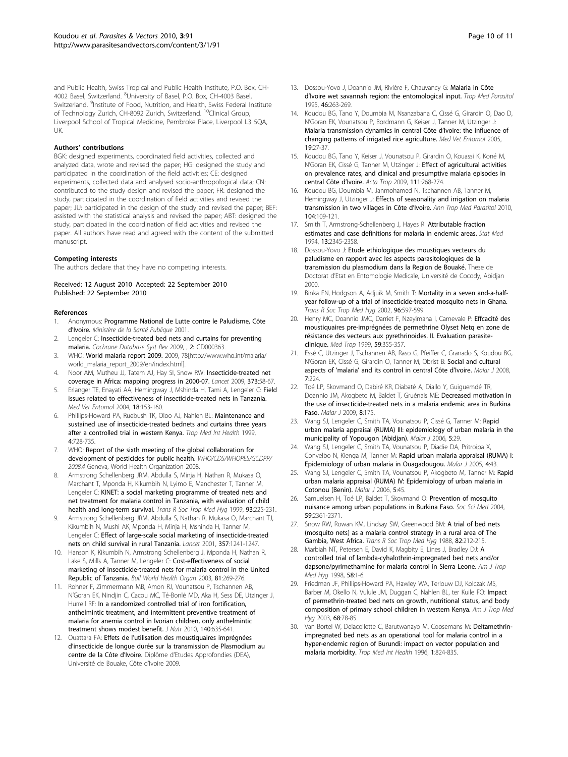and Public Health, Swiss Tropical and Public Health Institute, P.O. Box, CH-4002 Basel, Switzerland. [8]University of Basel, P.O. Box, CH-4003 Basel, Switzerland. [9]Institute of Food, Nutrition, and Health, Swiss Federal Institute of Technology Zurich, CH-8092 Zurich, Switzerland. [10]Clinical Group, Liverpool School of Tropical Medicine, Pembroke Place, Liverpool L3 5QA, UK.

#### Authors' contributions

BGK: designed experiments, coordinated field activities, collected and analyzed data, wrote and revised the paper; HG: designed the study and participated in the coordination of the field activities; CE: designed experiments, collected data and analysed socio-anthropological data; CN: contributed to the study design and revised the paper; FR: designed the study, participated in the coordination of field activities and revised the paper; JU: participated in the design of the study and revised the paper; BEF: assisted with the statistical analysis and revised the paper; ABT: designed the study, participated in the coordination of field activities and revised the paper. All authors have read and agreed with the content of the submitted manuscript.

#### Competing interests

The authors declare that they have no competing interests.

Received: 12 August 2010 Accepted: 22 September 2010
Published: 22 September 2010

#### References

1. Anonymous: **Programme National de Lutte contre le Paludisme, Côte d'Ivoire.** *Ministère de la Santé Publique* 2001.
2. Lengeler C: **Insecticide-treated bed nets and curtains for preventing malaria.** *Cochrane Database Syst Rev* 2009, , **2:** CD000363.
3. WHO: **World malaria report 2009.** 2009, 78[http://www.who.int/malaria/world_malaria_report_2009/en/index.html].
4. Noor AM, Mutheu JJ, Tatem AJ, Hay SI, Snow RW: **Insecticide-treated net coverage in Africa: mapping progress in 2000-07.** *Lancet* 2009, **373**:58-67.
5. Erlanger TE, Enayati AA, Hemingway J, Mshinda H, Tami A, Lengeler C: **Field issues related to effectiveness of insecticide-treated nets in Tanzania.** *Med Vet Entomol* 2004, **18**:153-160.
6. Phillips-Howard PA, Ruebush TK, Oloo AJ, Nahlen BL: **Maintenance and sustained use of insecticide-treated bednets and curtains three years after a controlled trial in western Kenya.** *Trop Med Int Health* 1999, **4**:728-735.
7. WHO: **Report of the sixth meeting of the global collaboration for development of pesticides for public health.** *WHO/CDS/WHOPES/GCDPP/2008.4* Geneva, World Health Organization 2008.
8. Armstrong Schellenberg JRM, Abdulla S, Minja H, Nathan R, Mukasa O, Marchant T, Mponda H, Kikumbih N, Lyimo E, Manchester T, Tanner M, Lengeler C: **KINET: a social marketing programme of treated nets and net treatment for malaria control in Tanzania, with evaluation of child health and long-term survival.** *Trans R Soc Trop Med Hyg* 1999, **93**:225-231.
9. Armstrong Schellenberg JRM, Abdulla S, Nathan R, Mukasa O, Marchant TJ, Kikumbih N, Mushi AK, Mponda H, Minja H, Mshinda H, Tanner M, Lengeler C: **Effect of large-scale social marketing of insecticide-treated nets on child survival in rural Tanzania.** *Lancet* 2001, **357**:1241-1247.
10. Hanson K, Kikumbih N, Armstrong Schellenberg J, Mponda H, Nathan R, Lake S, Mills A, Tanner M, Lengeler C: **Cost-effectiveness of social marketing of insecticide-treated nets for malaria control in the United Republic of Tanzania.** *Bull World Health Organ* 2003, **81**:269-276.
11. Rohner F, Zimmermann MB, Amon RJ, Vounatsou P, Tschannen AB, N'Goran EK, Nindjin C, Cacou MC, Té-Bonlé MD, Aka H, Sess DE, Utzinger J, Hurrell RF: **In a randomized controlled trial of iron fortification, anthelmintic treatment, and intermittent preventive treatment of malaria for anemia control in Ivorian children, only anthelmintic treatment shows modest benefit.** *J Nutr* 2010, **140**:635-641.
12. Ouattara FA: **Effets de l'utilisation des moustiquaires imprégnées d'insecticide de longue durée sur la transmission de Plasmodium au centre de la Côte d'Ivoire.** Diplôme d'Etudes Approfondies (DEA), Université de Bouake, Côte d'Ivoire 2009.
13. Dossou-Yovo J, Doannio JM, Rivière F, Chauvancy G: **Malaria in Côte d'Ivoire wet savannah region: the entomological input.** *Trop Med Parasitol* 1995, **46**:263-269.
14. Koudou BG, Tano Y, Doumbia M, Nsanzabana C, Cissé G, Girardin O, Dao D, N'Goran EK, Vounatsou P, Bordmann G, Keiser J, Tanner M, Utzinger J: **Malaria transmission dynamics in central Côte d'Ivoire: the influence of changing patterns of irrigated rice agriculture.** *Med Vet Entomol* 2005, **19**:27-37.
15. Koudou BG, Tano Y, Keiser J, Vounatsou P, Girardin O, Kouassi K, Koné M, N'Goran EK, Cissé G, Tanner M, Utzinger J: **Effect of agricultural activities on prevalence rates, and clinical and presumptive malaria episodes in central Côte d'Ivoire.** *Acta Trop* 2009, **111**:268-274.
16. Koudou BG, Doumbia M, Janmohamed N, Tschannen AB, Tanner M, Hemingway J, Utzinger J: **Effects of seasonality and irrigation on malaria transmission in two villages in Côte d'Ivoire.** *Ann Trop Med Parasitol* 2010, **104**:109-121.
17. Smith T, Armstrong-Schellenberg J, Hayes R: **Attributable fraction estimates and case definitions for malaria in endemic areas.** *Stat Med* 1994, **13**:2345-2358.
18. Dossou-Yovo J: **Etude ethiologique des moustiques vecteurs du paludisme en rapport avec les aspects parasitologiques de la transmission du plasmodium dans la Region de Bouaké.** These de Doctorat d'Etat en Entomologie Medicale, Université de Cocody, Abidjan 2000.
19. Binka FN, Hodgson A, Adjuik M, Smith T: **Mortality in a seven and-a-half-year follow-up of a trial of insecticide-treated mosquito nets in Ghana.** *Trans R Soc Trop Med Hyg* 2002, **96**:597-599.
20. Henry MC, Doannio JMC, Darriet F, Nzeyimana I, Carnevale P: **Effcacité des moustiquaires pre-imprégnées de permethrine Olyset Netq en zone de résistance des vecteurs aux pyrethrinoides. II. Evaluation parasite-clinique.** *Med Trop* 1999, **59**:355-357.
21. Essé C, Utzinger J, Tschannen AB, Raso G, Pfeiffer C, Granado S, Koudou BG, N'Goran EK, Cissé G, Girardin O, Tanner M, Obrist B: **Social and cultural aspects of 'malaria' and its control in central Côte d'Ivoire.** *Malar J* 2008, **7**:224.
22. Toé LP, Skovmand O, Dabiré KR, Diabaté A, Diallo Y, Guiguemdé TR, Doannio JM, Akogbeto M, Baldet T, Gruénais ME: **Decreased motivation in the use of insecticide-treated nets in a malaria endemic area in Burkina Faso.** *Malar J* 2009, **8**:175.
23. Wang SJ, Lengeler C, Smith TA, Vounatsou P, Cissé G, Tanner M: **Rapid urban malaria appraisal (RUMA) III: epidemiology of urban malaria in the municipality of Yopougon (Abidjan).** *Malar J* 2006, **5**:29.
24. Wang SJ, Lengeler C, Smith TA, Vounatsou P, Diadie DA, Pritroipa X, Convelbo N, Kienga M, Tanner M: **Rapid urban malaria appraisal (RUMA) I: Epidemiology of urban malaria in Ouagadougou.** *Malar J* 2005, **4**:43.
25. Wang SJ, Lengeler C, Smith TA, Vounatsou P, Akogbeto M, Tanner M: **Rapid urban malaria appraisal (RUMA) IV: Epidemiology of urban malaria in Cotonou (Benin).** *Malar J* 2006, **5**:45.
26. Samuelsen H, Toé LP, Baldet T, Skovmand O: **Prevention of mosquito nuisance among urban populations in Burkina Faso.** *Soc Sci Med* 2004, **59**:2361-2371.
27. Snow RW, Rowan KM, Lindsay SW, Greenwood BM: **A trial of bed nets (mosquito nets) as a malaria control strategy in a rural area of The Gambia, West Africa.** *Trans R Soc Trop Med Hyg* 1988, **82**:212-215.
28. Marbiah NT, Petersen E, David K, Magbity E, Lines J, Bradley DJ: **A controlled trial of lambda-cyhalothrin-impregnated bed nets and/or dapsone/pyrimethamine for malaria control in Sierra Leone.** *Am J Trop Med Hyg* 1998, **58**:1-6.
29. Friedman JF, Phillips-Howard PA, Hawley WA, Terlouw DJ, Kolczak MS, Barber M, Okello N, Vulule JM, Duggan C, Nahlen BL, ter Kuile FO: **Impact of permethrin-treated bed nets on growth, nutritional status, and body composition of primary school children in western Kenya.** *Am J Trop Med Hyg* 2003, **68**:78-85.
30. Van Bortel W, Delacollette C, Barutwanayo M, Coosemans M: **Deltamethrin-impregnated bed nets as an operational tool for malaria control in a hyper-endemic region of Burundi: impact on vector population and malaria morbidity.** *Trop Med Int Health* 1996, **1**:824-835.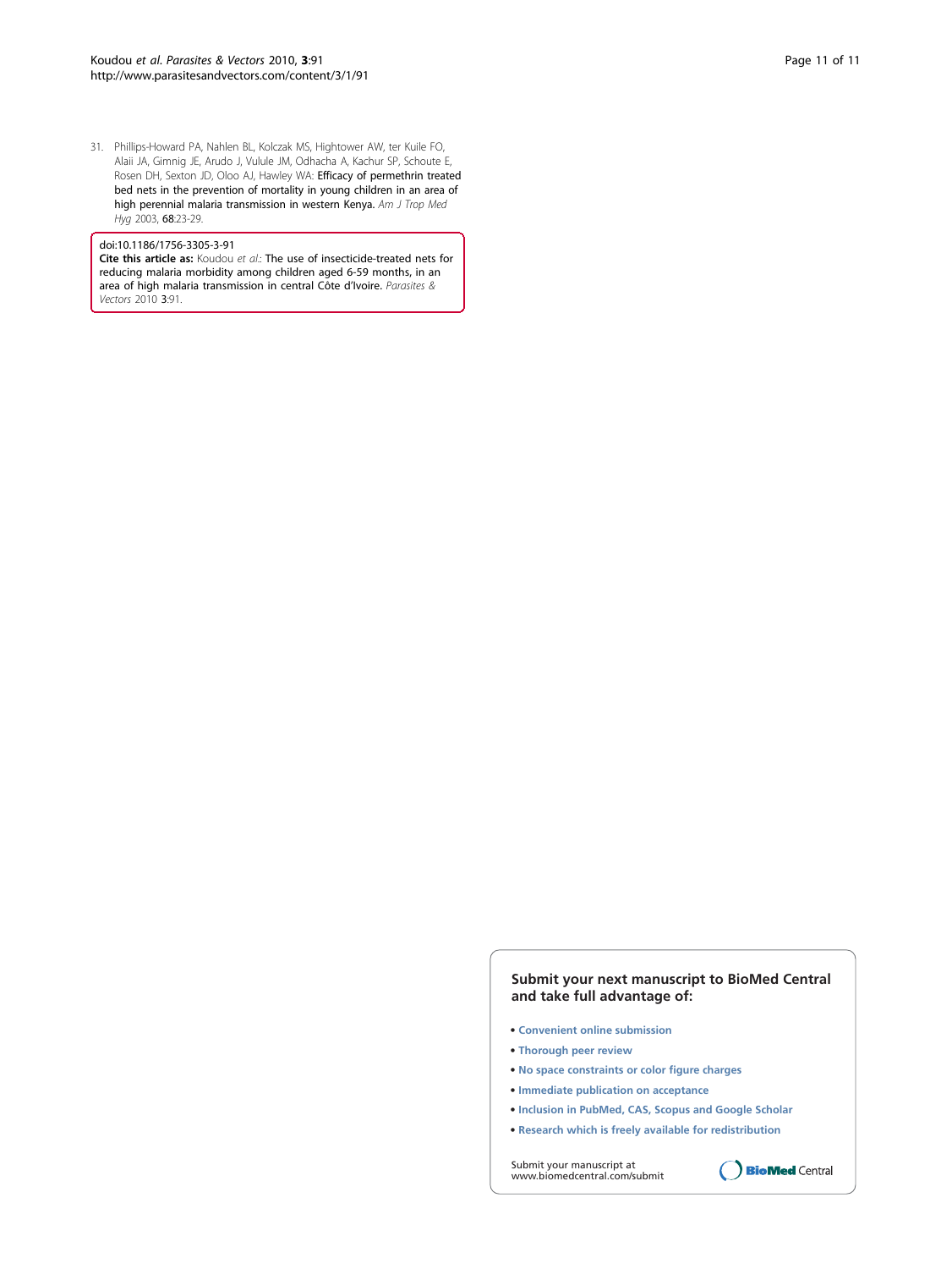31. Phillips-Howard PA, Nahlen BL, Kolczak MS, Hightower AW, ter Kuile FO, Alaii JA, Gimnig JE, Arudo J, Vulule JM, Odhacha A, Kachur SP, Schoute E, Rosen DH, Sexton JD, Oloo AJ, Hawley WA: **Efficacy of permethrin treated bed nets in the prevention of mortality in young children in an area of high perennial malaria transmission in western Kenya.** *Am J Trop Med Hyg* 2003, **68**:23-29.

doi:10.1186/1756-3305-3-91

**Cite this article as:** Koudou *et al.*: The use of insecticide-treated nets for reducing malaria morbidity among children aged 6-59 months, in an area of high malaria transmission in central Côte d'Ivoire. *Parasites & Vectors* 2010 **3**:91.

**Submit your next manuscript to BioMed Central and take full advantage of:**

- **Convenient online submission**
- **Thorough peer review**
- **No space constraints or color figure charges**
- **Immediate publication on acceptance**
- **Inclusion in PubMed, CAS, Scopus and Google Scholar**
- **Research which is freely available for redistribution**

Submit your manuscript at
www.biomedcentral.com/submit

BioMed Central